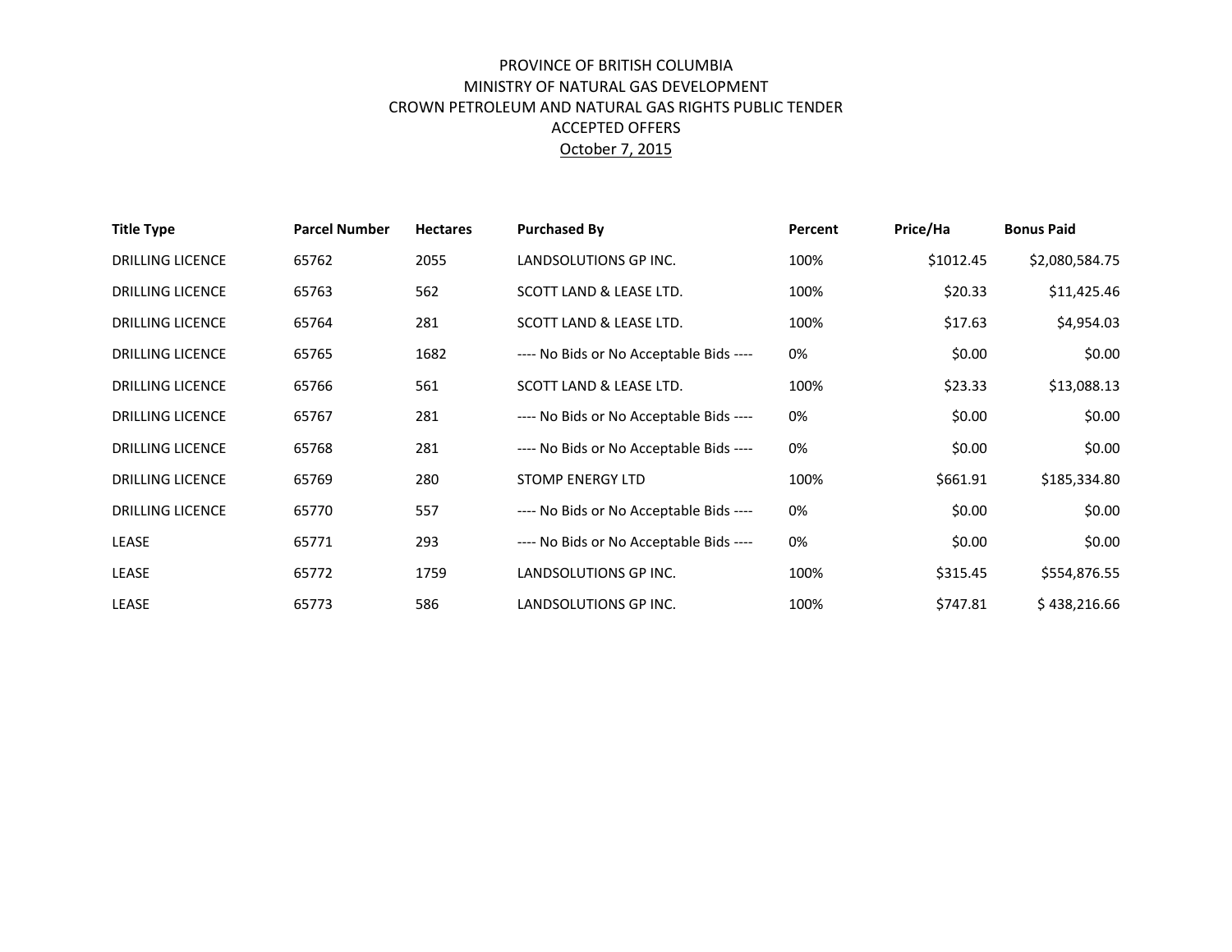PROVINCE OF BRITISH COLUMBIA
MINISTRY OF NATURAL GAS DEVELOPMENT
CROWN PETROLEUM AND NATURAL GAS RIGHTS PUBLIC TENDER
ACCEPTED OFFERS
October 7, 2015

| Title Type | Parcel Number | Hectares | Purchased By | Percent | Price/Ha | Bonus Paid |
|---|---|---|---|---|---|---|
| DRILLING LICENCE | 65762 | 2055 | LANDSOLUTIONS GP INC. | 100% | $1012.45 | $2,080,584.75 |
| DRILLING LICENCE | 65763 | 562 | SCOTT LAND & LEASE LTD. | 100% | $20.33 | $11,425.46 |
| DRILLING LICENCE | 65764 | 281 | SCOTT LAND & LEASE LTD. | 100% | $17.63 | $4,954.03 |
| DRILLING LICENCE | 65765 | 1682 | ---- No Bids or No Acceptable Bids ---- | 0% | $0.00 | $0.00 |
| DRILLING LICENCE | 65766 | 561 | SCOTT LAND & LEASE LTD. | 100% | $23.33 | $13,088.13 |
| DRILLING LICENCE | 65767 | 281 | ---- No Bids or No Acceptable Bids ---- | 0% | $0.00 | $0.00 |
| DRILLING LICENCE | 65768 | 281 | ---- No Bids or No Acceptable Bids ---- | 0% | $0.00 | $0.00 |
| DRILLING LICENCE | 65769 | 280 | STOMP ENERGY LTD | 100% | $661.91 | $185,334.80 |
| DRILLING LICENCE | 65770 | 557 | ---- No Bids or No Acceptable Bids ---- | 0% | $0.00 | $0.00 |
| LEASE | 65771 | 293 | ---- No Bids or No Acceptable Bids ---- | 0% | $0.00 | $0.00 |
| LEASE | 65772 | 1759 | LANDSOLUTIONS GP INC. | 100% | $315.45 | $554,876.55 |
| LEASE | 65773 | 586 | LANDSOLUTIONS GP INC. | 100% | $747.81 | $ 438,216.66 |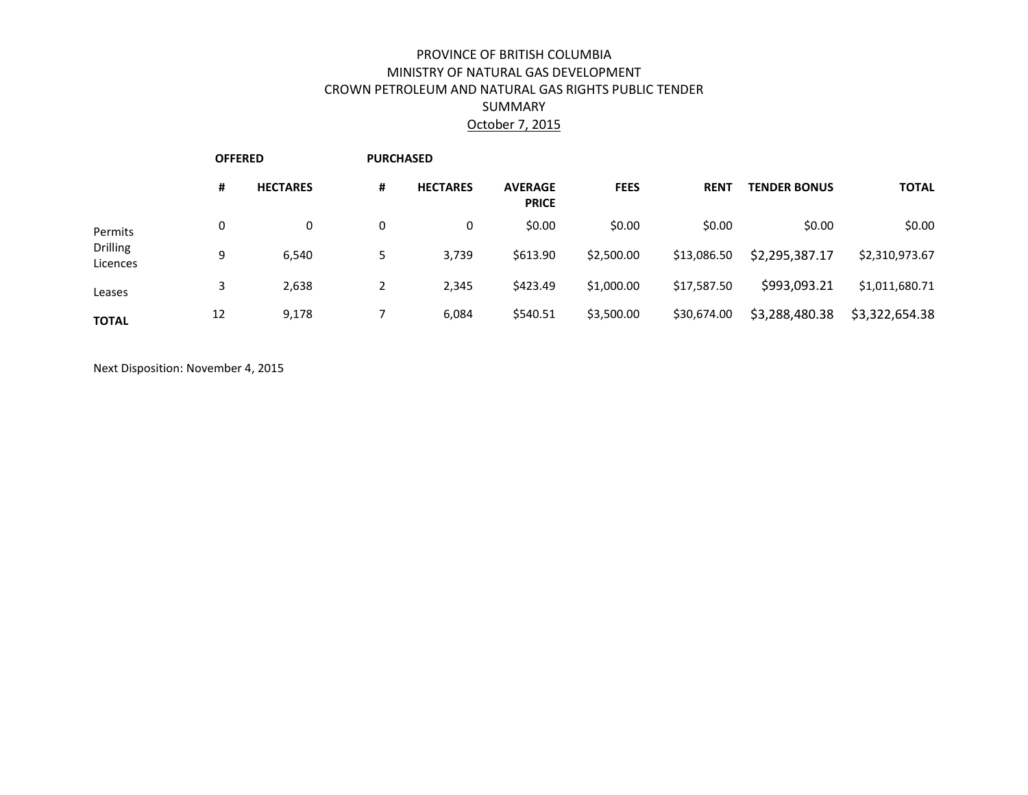PROVINCE OF BRITISH COLUMBIA
MINISTRY OF NATURAL GAS DEVELOPMENT
CROWN PETROLEUM AND NATURAL GAS RIGHTS PUBLIC TENDER
SUMMARY
October 7, 2015

| | OFFERED | | PURCHASED | | | | | | |
|---|---|---|---|---|---|---|---|---|---|
| | **#** | **HECTARES** | **#** | **HECTARES** | **AVERAGE PRICE** | **FEES** | **RENT** | **TENDER BONUS** | **TOTAL** |
| Permits | 0 | 0 | 0 | 0 | $0.00 | $0.00 | $0.00 | $0.00 | $0.00 |
| Drilling Licences | 9 | 6,540 | 5 | 3,739 | $613.90 | $2,500.00 | $13,086.50 | $2,295,387.17 | $2,310,973.67 |
| Leases | 3 | 2,638 | 2 | 2,345 | $423.49 | $1,000.00 | $17,587.50 | $993,093.21 | $1,011,680.71 |
| **TOTAL** | 12 | 9,178 | 7 | 6,084 | $540.51 | $3,500.00 | $30,674.00 | $3,288,480.38 | $3,322,654.38 |

Next Disposition: November 4, 2015